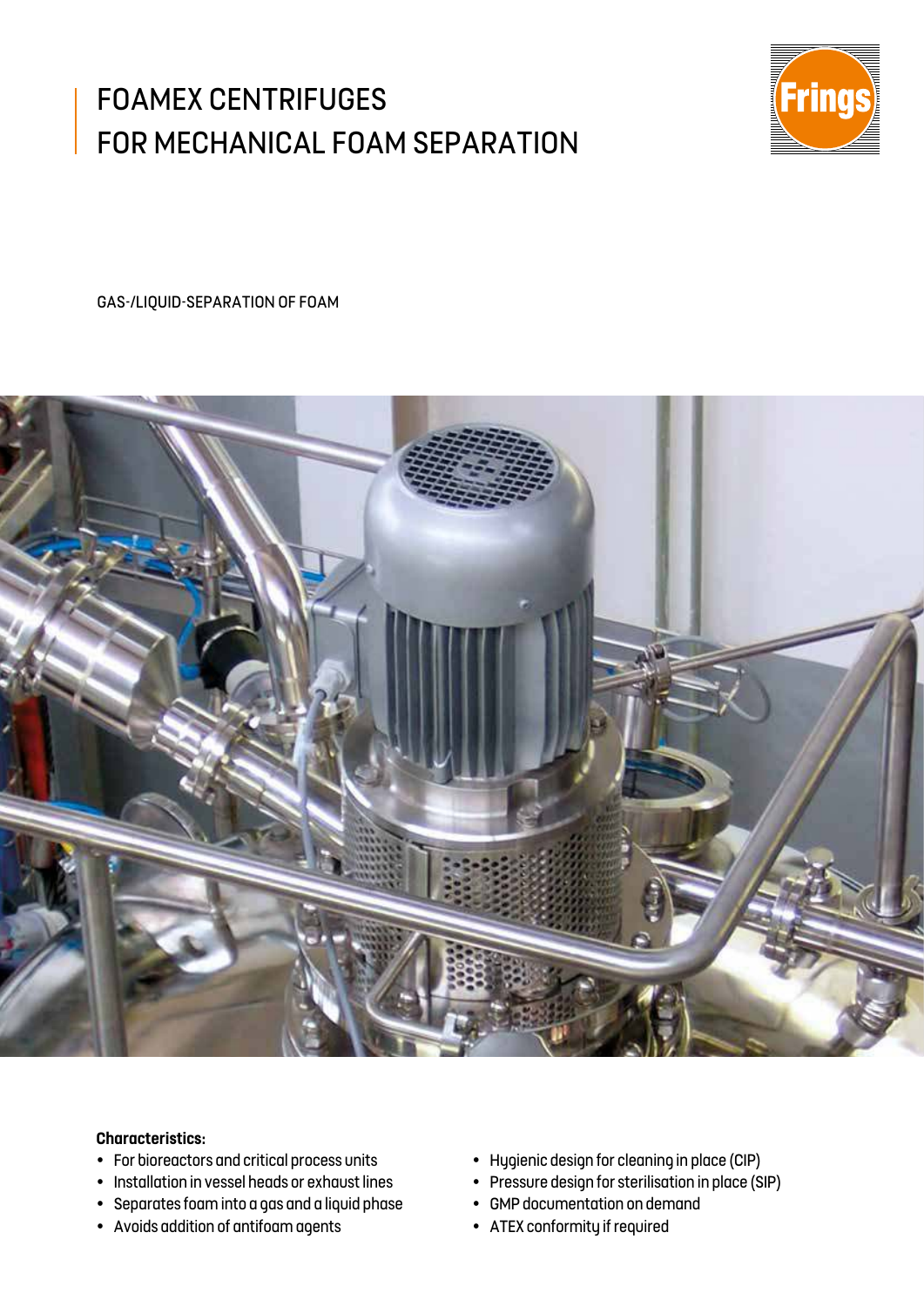# FOAMEX CENTRIFUGES FOR MECHANICAL FOAM SEPARATION

Frings

GAS-/LIQUID-SEPARATION OF FOAM

**Characteristics:**

- For bioreactors and critical process units
- Installation in vessel heads or exhaust lines
- Separates foam into a gas and a liquid phase
- Avoids addition of antifoam agents
- Hygienic design for cleaning in place (CIP)
- Pressure design for sterilisation in place (SIP)
- GMP documentation on demand
- ATEX conformity if required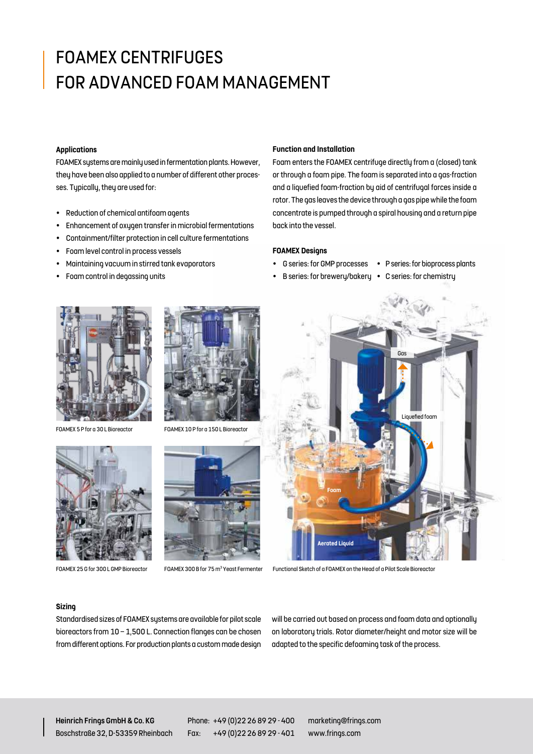# FOAMEX CENTRIFUGES FOR ADVANCED FOAM MANAGEMENT

### Applications

FOAMEX systems are mainly used in fermentation plants. However, they have been also applied to a number of different other processes. Typically, they are used for:

- Reduction of chemical antifoam agents
- Enhancement of oxygen transfer in microbial fermentations
- Containment/filter protection in cell culture fermentations
- Foam level control in process vessels
- Maintaining vacuum in stirred tank evaporators
- Foam control in degassing units

### Function and Installation

Foam enters the FOAMEX centrifuge directly from a (closed) tank or through a foam pipe. The foam is separated into a gas-fraction and a liquefied foam-fraction by aid of centrifugal forces inside a rotor. The gas leaves the device through a gas pipe while the foam concentrate is pumped through a spiral housing and a return pipe back into the vessel.

### FOAMEX Designs

- G series: for GMP processes
- P series: for bioprocess plants
- B series: for brewery/bakery
- C series: for chemistry

FOAMEX 5 P for a 30 L Bioreactor

FOAMEX 10 P for a 150 L Bioreactor

FOAMEX 25 G for 300 L GMP Bioreactor

FOAMEX 300 B for 75 m³ Yeast Fermenter

Gas

Liquefied foam

Foam

Aerated Liquid

Functional Sketch of a FOAMEX on the Head of a Pilot Scale Bioreactor

### Sizing

Standardised sizes of FOAMEX systems are available for pilot scale bioreactors from 10 – 1,500 L. Connection flanges can be chosen from different options. For production plants a custom made design will be carried out based on process and foam data and optionally on laboratory trials. Rotor diameter/height and motor size will be adapted to the specific defoaming task of the process.

**Heinrich Frings GmbH & Co. KG**
Boschstraße 32, D-53359 Rheinbach

Phone: +49 (0)22 26 89 29 - 400
Fax: +49 (0)22 26 89 29 - 401

marketing@frings.com
www.frings.com